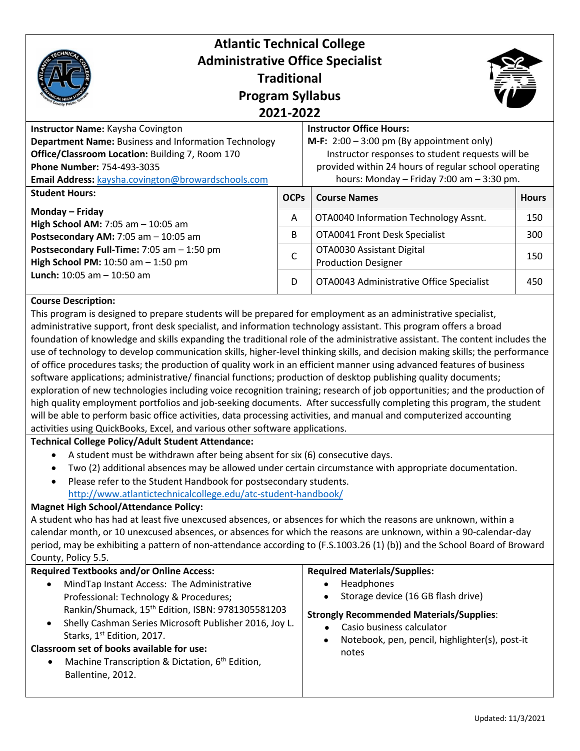# Atlantic Technical College
## Administrative Office Specialist
## Traditional
## Program Syllabus
## 2021-2022

**Instructor Name:** Kaysha Covington
**Department Name:** Business and Information Technology
**Office/Classroom Location:** Building 7, Room 170
**Phone Number:** 754-493-3035
**Email Address:** kaysha.covington@browardschools.com

**Instructor Office Hours:**
**M-F:** 2:00 – 3:00 pm (By appointment only)
Instructor responses to student requests will be provided within 24 hours of regular school operating hours: Monday – Friday 7:00 am – 3:30 pm.

**Student Hours:**

**Monday – Friday**
**High School AM:** 7:05 am – 10:05 am
**Postsecondary AM:** 7:05 am – 10:05 am
**Postsecondary Full-Time:** 7:05 am – 1:50 pm
**High School PM:** 10:50 am – 1:50 pm
**Lunch:** 10:05 am – 10:50 am

| OCPs | Course Names | Hours |
|---|---|---|
| A | OTA0040 Information Technology Assnt. | 150 |
| B | OTA0041 Front Desk Specialist | 300 |
| C | OTA0030 Assistant Digital Production Designer | 150 |
| D | OTA0043 Administrative Office Specialist | 450 |

**Course Description:**
This program is designed to prepare students will be prepared for employment as an administrative specialist, administrative support, front desk specialist, and information technology assistant. This program offers a broad foundation of knowledge and skills expanding the traditional role of the administrative assistant. The content includes the use of technology to develop communication skills, higher-level thinking skills, and decision making skills; the performance of office procedures tasks; the production of quality work in an efficient manner using advanced features of business software applications; administrative/ financial functions; production of desktop publishing quality documents; exploration of new technologies including voice recognition training; research of job opportunities; and the production of high quality employment portfolios and job-seeking documents. After successfully completing this program, the student will be able to perform basic office activities, data processing activities, and manual and computerized accounting activities using QuickBooks, Excel, and various other software applications.

**Technical College Policy/Adult Student Attendance:**

- A student must be withdrawn after being absent for six (6) consecutive days.
- Two (2) additional absences may be allowed under certain circumstance with appropriate documentation.
- Please refer to the Student Handbook for postsecondary students. http://www.atlantictechnicalcollege.edu/atc-student-handbook/

**Magnet High School/Attendance Policy:**
A student who has had at least five unexcused absences, or absences for which the reasons are unknown, within a calendar month, or 10 unexcused absences, or absences for which the reasons are unknown, within a 90-calendar-day period, may be exhibiting a pattern of non-attendance according to (F.S.1003.26 (1) (b)) and the School Board of Broward County, Policy 5.5.

**Required Textbooks and/or Online Access:**

- MindTap Instant Access: The Administrative Professional: Technology & Procedures; Rankin/Shumack, 15th Edition, ISBN: 9781305581203
- Shelly Cashman Series Microsoft Publisher 2016, Joy L. Starks, 1st Edition, 2017.

**Classroom set of books available for use:**

- Machine Transcription & Dictation, 6th Edition, Ballentine, 2012.

**Required Materials/Supplies:**

- Headphones
- Storage device (16 GB flash drive)

**Strongly Recommended Materials/Supplies**:

- Casio business calculator
- Notebook, pen, pencil, highlighter(s), post-it notes

Updated: 11/3/2021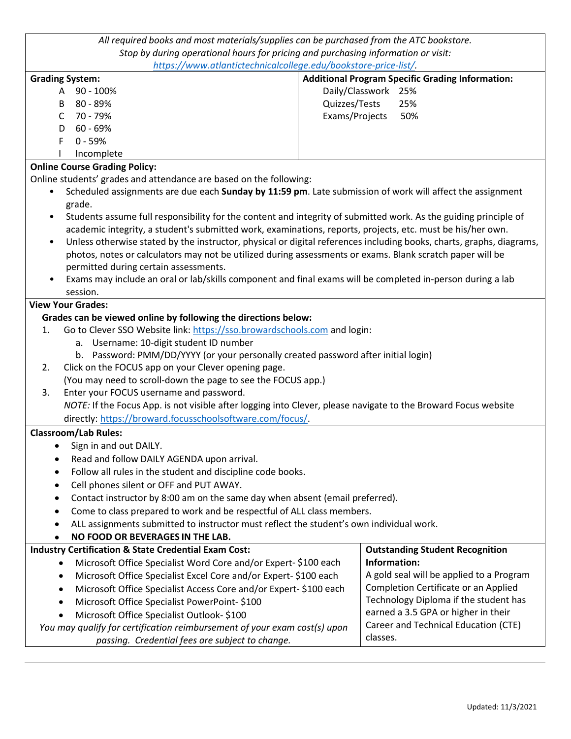*All required books and most materials/supplies can be purchased from the ATC bookstore.*
*Stop by during operational hours for pricing and purchasing information or visit:*
*https://www.atlantictechnicalcollege.edu/bookstore-price-list/.*

**Grading System:**

| Grade | Range |
|---|---|
| A | 90 - 100% |
| B | 80 - 89% |
| C | 70 - 79% |
| D | 60 - 69% |
| F | 0 - 59% |
| I | Incomplete |

**Additional Program Specific Grading Information:**

| Category | Weight |
|---|---|
| Daily/Classwork | 25% |
| Quizzes/Tests | 25% |
| Exams/Projects | 50% |

**Online Course Grading Policy:**

Online students' grades and attendance are based on the following:

- Scheduled assignments are due each **Sunday by 11:59 pm**. Late submission of work will affect the assignment grade.
- Students assume full responsibility for the content and integrity of submitted work. As the guiding principle of academic integrity, a student's submitted work, examinations, reports, projects, etc. must be his/her own.
- Unless otherwise stated by the instructor, physical or digital references including books, charts, graphs, diagrams, photos, notes or calculators may not be utilized during assessments or exams. Blank scratch paper will be permitted during certain assessments.
- Exams may include an oral or lab/skills component and final exams will be completed in-person during a lab session.

**View Your Grades:**

**Grades can be viewed online by following the directions below:**

1. Go to Clever SSO Website link: https://sso.browardschools.com and login:
   a. Username: 10-digit student ID number
   b. Password: PMM/DD/YYYY (or your personally created password after initial login)
2. Click on the FOCUS app on your Clever opening page.
   (You may need to scroll-down the page to see the FOCUS app.)
3. Enter your FOCUS username and password.
   *NOTE:* If the Focus App. is not visible after logging into Clever, please navigate to the Broward Focus website directly: https://broward.focusschoolsoftware.com/focus/.

**Classroom/Lab Rules:**

- Sign in and out DAILY.
- Read and follow DAILY AGENDA upon arrival.
- Follow all rules in the student and discipline code books.
- Cell phones silent or OFF and PUT AWAY.
- Contact instructor by 8:00 am on the same day when absent (email preferred).
- Come to class prepared to work and be respectful of ALL class members.
- ALL assignments submitted to instructor must reflect the student's own individual work.
- **NO FOOD OR BEVERAGES IN THE LAB.**

**Industry Certification & State Credential Exam Cost:**

- Microsoft Office Specialist Word Core and/or Expert- $100 each
- Microsoft Office Specialist Excel Core and/or Expert- $100 each
- Microsoft Office Specialist Access Core and/or Expert- $100 each
- Microsoft Office Specialist PowerPoint- $100
- Microsoft Office Specialist Outlook- $100

*You may qualify for certification reimbursement of your exam cost(s) upon passing. Credential fees are subject to change.*

**Outstanding Student Recognition Information:**

A gold seal will be applied to a Program Completion Certificate or an Applied Technology Diploma if the student has earned a 3.5 GPA or higher in their Career and Technical Education (CTE) classes.

Updated: 11/3/2021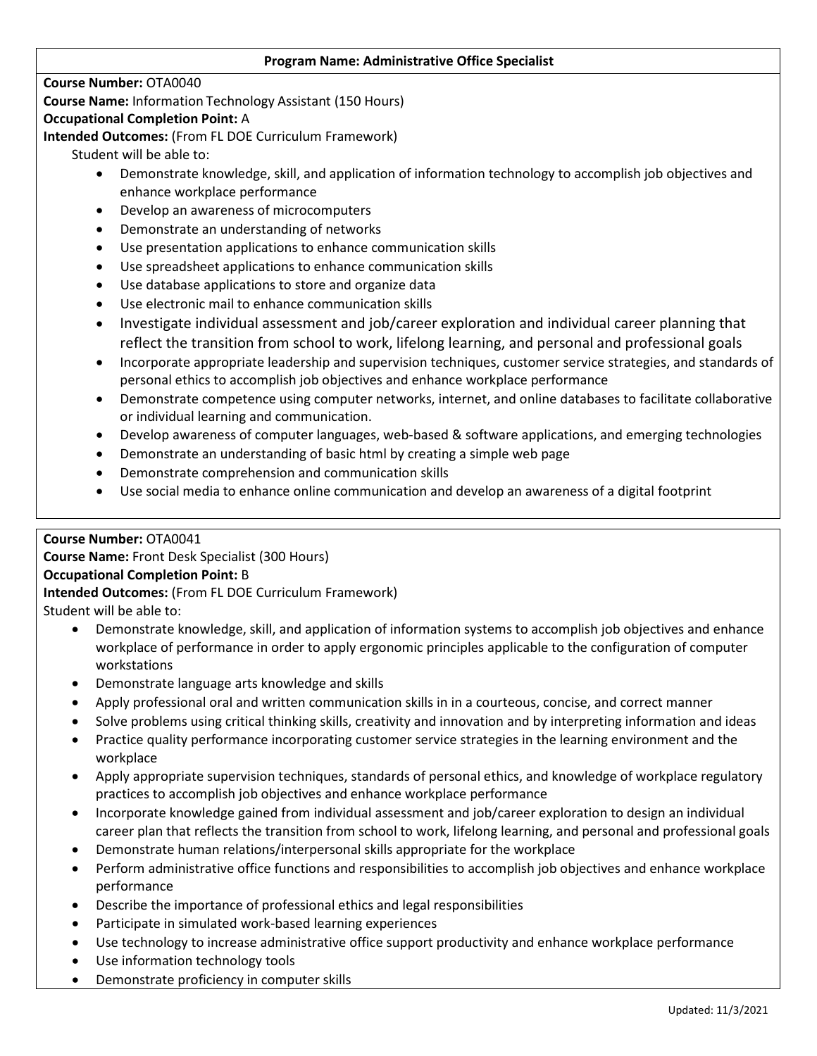**Program Name: Administrative Office Specialist**

**Course Number:** OTA0040
**Course Name:** Information Technology Assistant (150 Hours)
**Occupational Completion Point:** A
**Intended Outcomes:** (From FL DOE Curriculum Framework)
Student will be able to:

- Demonstrate knowledge, skill, and application of information technology to accomplish job objectives and enhance workplace performance
- Develop an awareness of microcomputers
- Demonstrate an understanding of networks
- Use presentation applications to enhance communication skills
- Use spreadsheet applications to enhance communication skills
- Use database applications to store and organize data
- Use electronic mail to enhance communication skills
- Investigate individual assessment and job/career exploration and individual career planning that reflect the transition from school to work, lifelong learning, and personal and professional goals
- Incorporate appropriate leadership and supervision techniques, customer service strategies, and standards of personal ethics to accomplish job objectives and enhance workplace performance
- Demonstrate competence using computer networks, internet, and online databases to facilitate collaborative or individual learning and communication.
- Develop awareness of computer languages, web-based & software applications, and emerging technologies
- Demonstrate an understanding of basic html by creating a simple web page
- Demonstrate comprehension and communication skills
- Use social media to enhance online communication and develop an awareness of a digital footprint

**Course Number:** OTA0041
**Course Name:** Front Desk Specialist (300 Hours)
**Occupational Completion Point:** B
**Intended Outcomes:** (From FL DOE Curriculum Framework)
Student will be able to:

- Demonstrate knowledge, skill, and application of information systems to accomplish job objectives and enhance workplace of performance in order to apply ergonomic principles applicable to the configuration of computer workstations
- Demonstrate language arts knowledge and skills
- Apply professional oral and written communication skills in in a courteous, concise, and correct manner
- Solve problems using critical thinking skills, creativity and innovation and by interpreting information and ideas
- Practice quality performance incorporating customer service strategies in the learning environment and the workplace
- Apply appropriate supervision techniques, standards of personal ethics, and knowledge of workplace regulatory practices to accomplish job objectives and enhance workplace performance
- Incorporate knowledge gained from individual assessment and job/career exploration to design an individual career plan that reflects the transition from school to work, lifelong learning, and personal and professional goals
- Demonstrate human relations/interpersonal skills appropriate for the workplace
- Perform administrative office functions and responsibilities to accomplish job objectives and enhance workplace performance
- Describe the importance of professional ethics and legal responsibilities
- Participate in simulated work-based learning experiences
- Use technology to increase administrative office support productivity and enhance workplace performance
- Use information technology tools
- Demonstrate proficiency in computer skills

Updated: 11/3/2021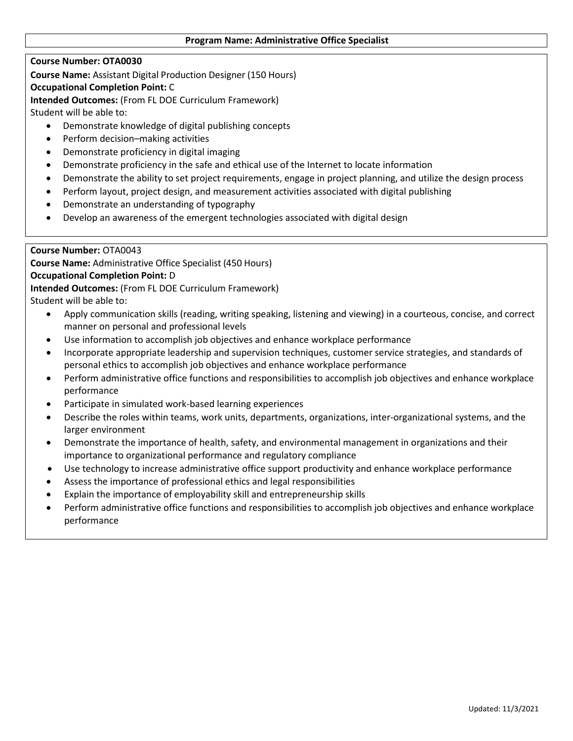**Program Name: Administrative Office Specialist**

**Course Number: OTA0030**
**Course Name:** Assistant Digital Production Designer (150 Hours)
**Occupational Completion Point:** C
**Intended Outcomes:** (From FL DOE Curriculum Framework)
Student will be able to:

- Demonstrate knowledge of digital publishing concepts
- Perform decision–making activities
- Demonstrate proficiency in digital imaging
- Demonstrate proficiency in the safe and ethical use of the Internet to locate information
- Demonstrate the ability to set project requirements, engage in project planning, and utilize the design process
- Perform layout, project design, and measurement activities associated with digital publishing
- Demonstrate an understanding of typography
- Develop an awareness of the emergent technologies associated with digital design

**Course Number:** OTA0043
**Course Name:** Administrative Office Specialist (450 Hours)
**Occupational Completion Point:** D
**Intended Outcomes:** (From FL DOE Curriculum Framework)
Student will be able to:

- Apply communication skills (reading, writing speaking, listening and viewing) in a courteous, concise, and correct manner on personal and professional levels
- Use information to accomplish job objectives and enhance workplace performance
- Incorporate appropriate leadership and supervision techniques, customer service strategies, and standards of personal ethics to accomplish job objectives and enhance workplace performance
- Perform administrative office functions and responsibilities to accomplish job objectives and enhance workplace performance
- Participate in simulated work-based learning experiences
- Describe the roles within teams, work units, departments, organizations, inter-organizational systems, and the larger environment
- Demonstrate the importance of health, safety, and environmental management in organizations and their importance to organizational performance and regulatory compliance
- Use technology to increase administrative office support productivity and enhance workplace performance
- Assess the importance of professional ethics and legal responsibilities
- Explain the importance of employability skill and entrepreneurship skills
- Perform administrative office functions and responsibilities to accomplish job objectives and enhance workplace performance

Updated: 11/3/2021